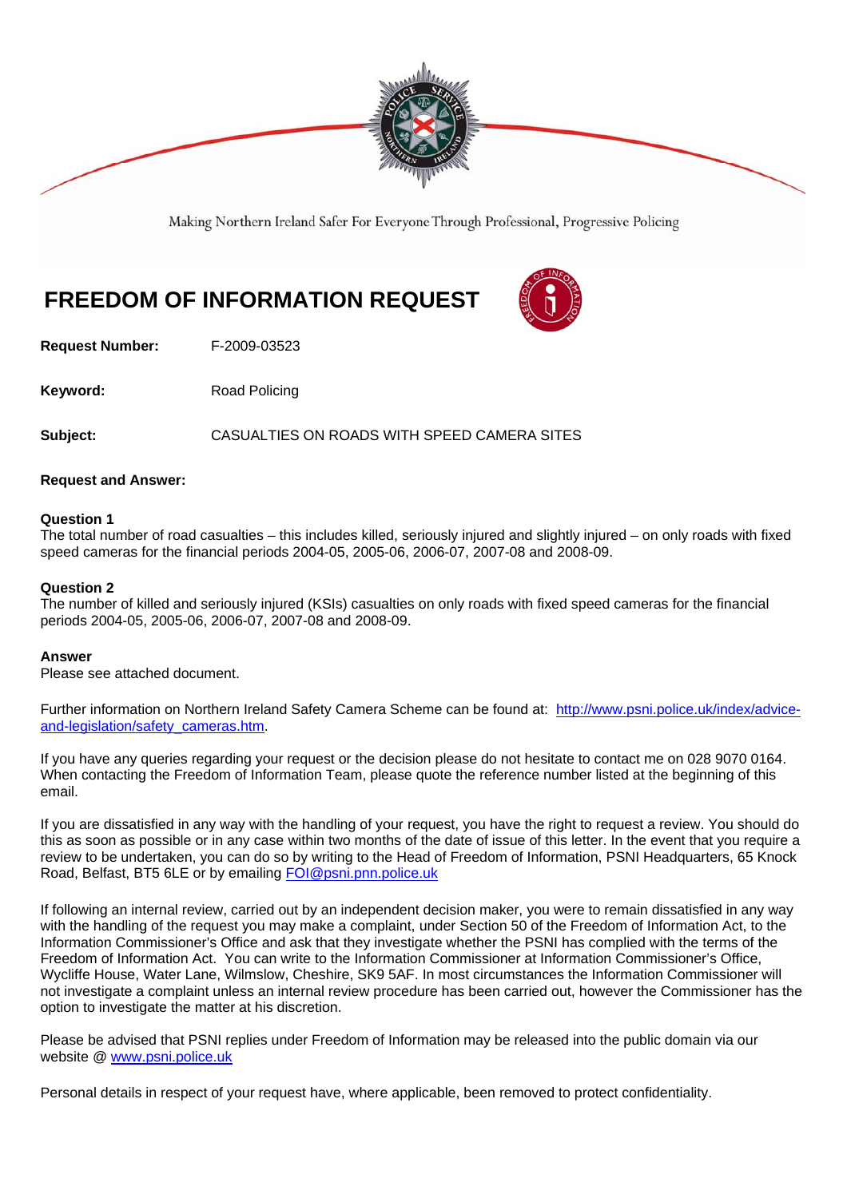Making Northern Ireland Safer For Everyone Through Professional, Progressive Policing

# FREEDOM OF INFORMATION REQUEST

**Request Number:** F-2009-03523

**Keyword:** Road Policing

**Subject:** CASUALTIES ON ROADS WITH SPEED CAMERA SITES

**Request and Answer:**

**Question 1**
The total number of road casualties – this includes killed, seriously injured and slightly injured – on only roads with fixed speed cameras for the financial periods 2004-05, 2005-06, 2006-07, 2007-08 and 2008-09.

**Question 2**
The number of killed and seriously injured (KSIs) casualties on only roads with fixed speed cameras for the financial periods 2004-05, 2005-06, 2006-07, 2007-08 and 2008-09.

**Answer**
Please see attached document.

Further information on Northern Ireland Safety Camera Scheme can be found at: http://www.psni.police.uk/index/advice-and-legislation/safety_cameras.htm.

If you have any queries regarding your request or the decision please do not hesitate to contact me on 028 9070 0164. When contacting the Freedom of Information Team, please quote the reference number listed at the beginning of this email.

If you are dissatisfied in any way with the handling of your request, you have the right to request a review. You should do this as soon as possible or in any case within two months of the date of issue of this letter. In the event that you require a review to be undertaken, you can do so by writing to the Head of Freedom of Information, PSNI Headquarters, 65 Knock Road, Belfast, BT5 6LE or by emailing FOI@psni.pnn.police.uk

If following an internal review, carried out by an independent decision maker, you were to remain dissatisfied in any way with the handling of the request you may make a complaint, under Section 50 of the Freedom of Information Act, to the Information Commissioner's Office and ask that they investigate whether the PSNI has complied with the terms of the Freedom of Information Act. You can write to the Information Commissioner at Information Commissioner's Office, Wycliffe House, Water Lane, Wilmslow, Cheshire, SK9 5AF. In most circumstances the Information Commissioner will not investigate a complaint unless an internal review procedure has been carried out, however the Commissioner has the option to investigate the matter at his discretion.

Please be advised that PSNI replies under Freedom of Information may be released into the public domain via our website @ www.psni.police.uk

Personal details in respect of your request have, where applicable, been removed to protect confidentiality.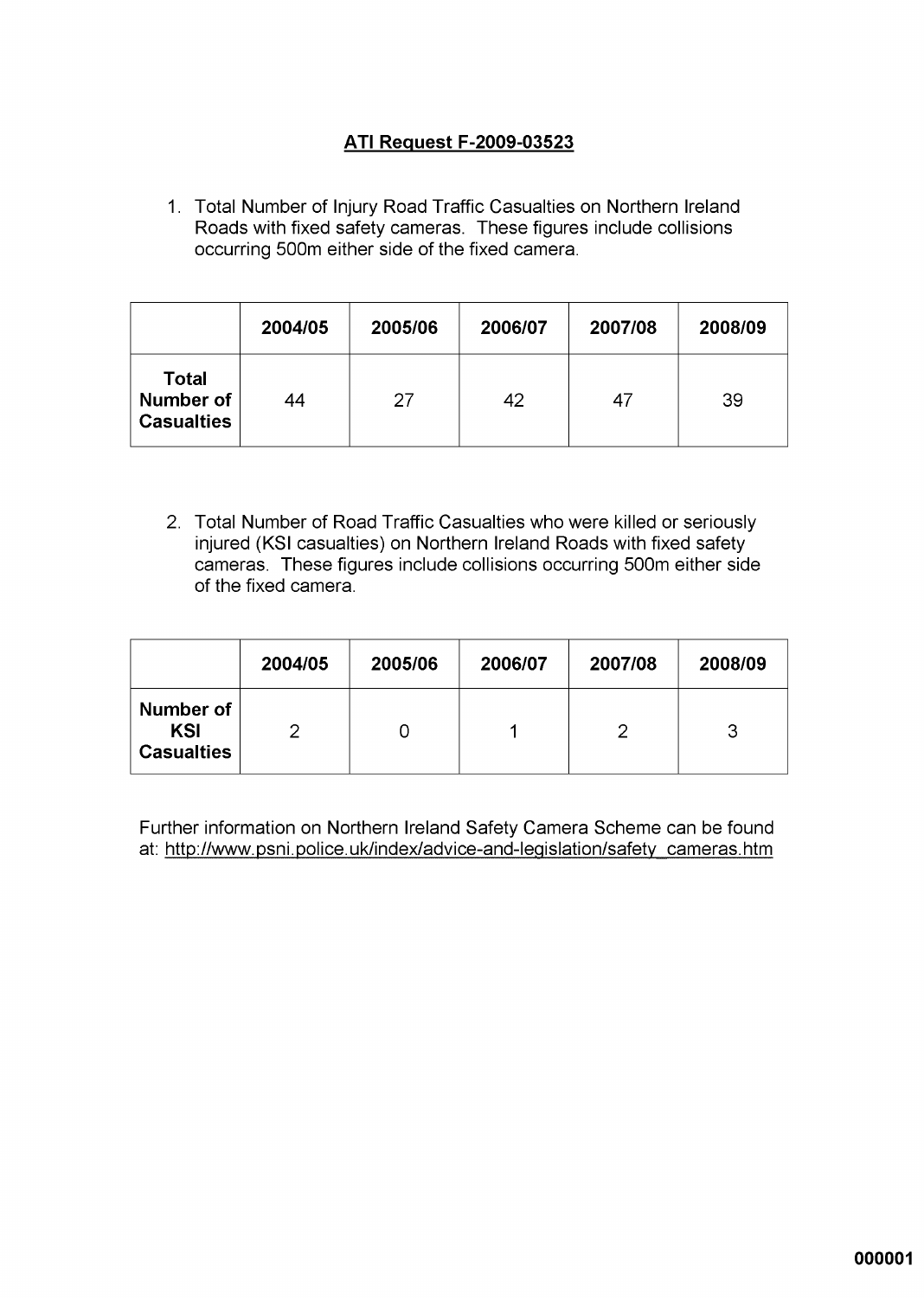## ATI Request F-2009-03523

1. Total Number of Injury Road Traffic Casualties on Northern Ireland Roads with fixed safety cameras. These figures include collisions occurring 500m either side of the fixed camera.

| | 2004/05 | 2005/06 | 2006/07 | 2007/08 | 2008/09 |
|---|---|---|---|---|---|
| **Total Number of Casualties** | 44 | 27 | 42 | 47 | 39 |

2. Total Number of Road Traffic Casualties who were killed or seriously injured (KSI casualties) on Northern Ireland Roads with fixed safety cameras. These figures include collisions occurring 500m either side of the fixed camera.

| | 2004/05 | 2005/06 | 2006/07 | 2007/08 | 2008/09 |
|---|---|---|---|---|---|
| **Number of KSI Casualties** | 2 | 0 | 1 | 2 | 3 |

Further information on Northern Ireland Safety Camera Scheme can be found at: http://www.psni.police.uk/index/advice-and-legislation/safety_cameras.htm